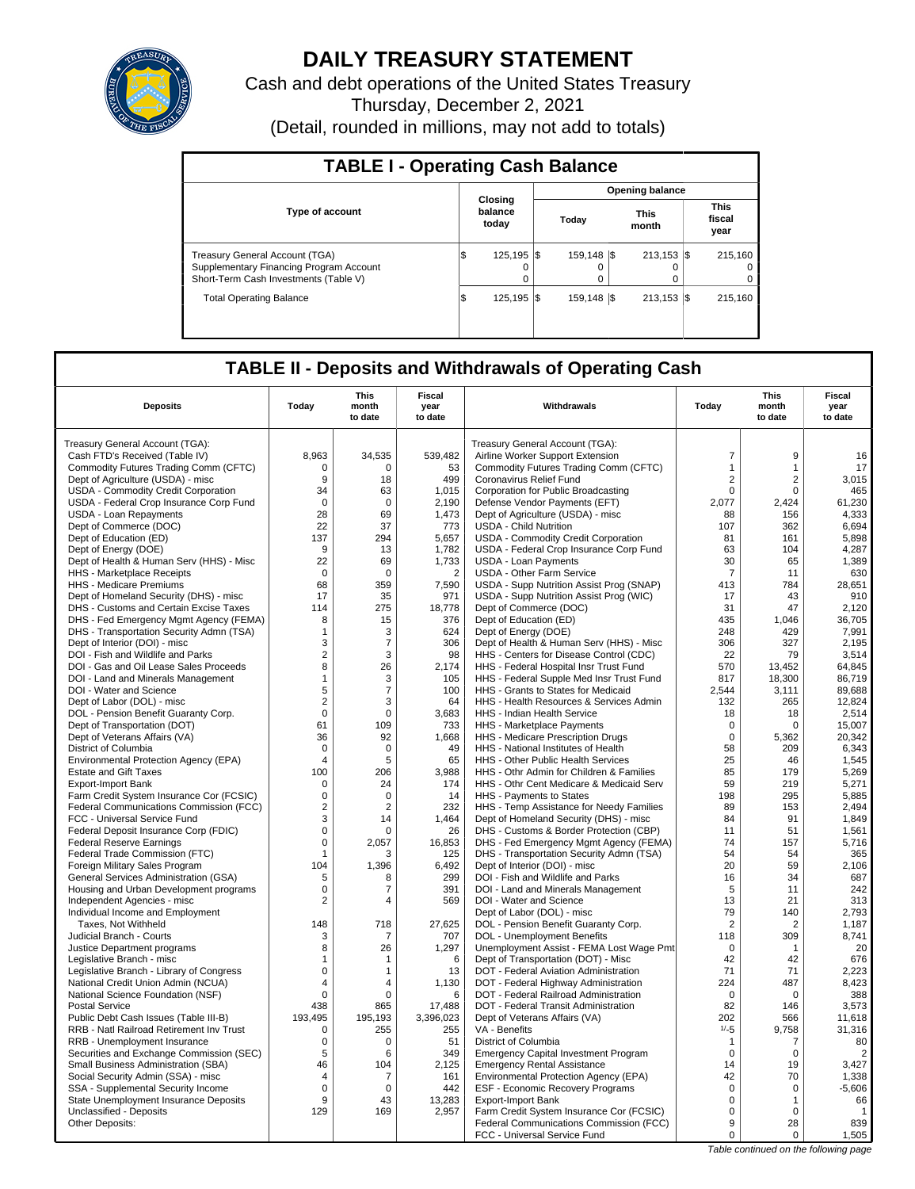# DAILY TREASURY STATEMENT

Cash and debt operations of the United States Treasury

Thursday, December 2, 2021

(Detail, rounded in millions, may not add to totals)

## TABLE I - Operating Cash Balance

| Type of account | Closing balance today | Opening balance Today | Opening balance This month | Opening balance This fiscal year |
|---|---|---|---|---|
| Treasury General Account (TGA) | $ 125,195 | $ 159,148 | $ 213,153 | $ 215,160 |
| Supplementary Financing Program Account | 0 | 0 | 0 | 0 |
| Short-Term Cash Investments (Table V) | 0 | 0 | 0 | 0 |
| Total Operating Balance | $ 125,195 | $ 159,148 | $ 213,153 | $ 215,160 |

## TABLE II - Deposits and Withdrawals of Operating Cash

| Deposits | Today | This month to date | Fiscal year to date | Withdrawals | Today | This month to date | Fiscal year to date |
|---|---|---|---|---|---|---|---|
| Treasury General Account (TGA): | | | | Treasury General Account (TGA): | | | |
| Cash FTD's Received (Table IV) | 8,963 | 34,535 | 539,482 | Airline Worker Support Extension | 7 | 9 | 16 |
| Commodity Futures Trading Comm (CFTC) | 0 | 0 | 53 | Commodity Futures Trading Comm (CFTC) | 1 | 1 | 17 |
| Dept of Agriculture (USDA) - misc | 9 | 18 | 499 | Coronavirus Relief Fund | 2 | 2 | 3,015 |
| USDA - Commodity Credit Corporation | 34 | 63 | 1,015 | Corporation for Public Broadcasting | 0 | 0 | 465 |
| USDA - Federal Crop Insurance Corp Fund | 0 | 0 | 2,190 | Defense Vendor Payments (EFT) | 2,077 | 2,424 | 61,230 |
| USDA - Loan Repayments | 28 | 69 | 1,473 | Dept of Agriculture (USDA) - misc | 88 | 156 | 4,333 |
| Dept of Commerce (DOC) | 22 | 37 | 773 | USDA - Child Nutrition | 107 | 362 | 6,694 |
| Dept of Education (ED) | 137 | 294 | 5,657 | USDA - Commodity Credit Corporation | 81 | 161 | 5,898 |
| Dept of Energy (DOE) | 9 | 13 | 1,782 | USDA - Federal Crop Insurance Corp Fund | 63 | 104 | 4,287 |
| Dept of Health & Human Serv (HHS) - Misc | 22 | 69 | 1,733 | USDA - Loan Payments | 30 | 65 | 1,389 |
| HHS - Marketplace Receipts | 0 | 0 | 2 | USDA - Other Farm Service | 7 | 11 | 630 |
| HHS - Medicare Premiums | 68 | 359 | 7,590 | USDA - Supp Nutrition Assist Prog (SNAP) | 413 | 784 | 28,651 |
| Dept of Homeland Security (DHS) - misc | 17 | 35 | 971 | USDA - Supp Nutrition Assist Prog (WIC) | 17 | 43 | 910 |
| DHS - Customs and Certain Excise Taxes | 114 | 275 | 18,778 | Dept of Commerce (DOC) | 31 | 47 | 2,120 |
| DHS - Fed Emergency Mgmt Agency (FEMA) | 8 | 15 | 376 | Dept of Education (ED) | 435 | 1,046 | 36,705 |
| DHS - Transportation Security Admn (TSA) | 1 | 3 | 624 | Dept of Energy (DOE) | 248 | 429 | 7,991 |
| Dept of Interior (DOI) - misc | 3 | 7 | 306 | Dept of Health & Human Serv (HHS) - Misc | 306 | 327 | 2,195 |
| DOI - Fish and Wildlife and Parks | 2 | 3 | 98 | HHS - Centers for Disease Control (CDC) | 22 | 79 | 3,514 |
| DOI - Gas and Oil Lease Sales Proceeds | 8 | 26 | 2,174 | HHS - Federal Hospital Insr Trust Fund | 570 | 13,452 | 64,845 |
| DOI - Land and Minerals Management | 1 | 3 | 105 | HHS - Federal Supple Med Insr Trust Fund | 817 | 18,300 | 86,719 |
| DOI - Water and Science | 5 | 7 | 100 | HHS - Grants to States for Medicaid | 2,544 | 3,111 | 89,688 |
| Dept of Labor (DOL) - misc | 2 | 3 | 64 | HHS - Health Resources & Services Admin | 132 | 265 | 12,824 |
| DOL - Pension Benefit Guaranty Corp. | 0 | 0 | 3,683 | HHS - Indian Health Service | 18 | 18 | 2,514 |
| Dept of Transportation (DOT) | 61 | 109 | 733 | HHS - Marketplace Payments | 0 | 0 | 15,007 |
| Dept of Veterans Affairs (VA) | 36 | 92 | 1,668 | HHS - Medicare Prescription Drugs | 0 | 5,362 | 20,342 |
| District of Columbia | 0 | 0 | 49 | HHS - National Institutes of Health | 58 | 209 | 6,343 |
| Environmental Protection Agency (EPA) | 4 | 5 | 65 | HHS - Other Public Health Services | 25 | 46 | 1,545 |
| Estate and Gift Taxes | 100 | 206 | 3,988 | HHS - Othr Admin for Children & Families | 85 | 179 | 5,269 |
| Export-Import Bank | 0 | 24 | 174 | HHS - Othr Cent Medicare & Medicaid Serv | 59 | 219 | 5,271 |
| Farm Credit System Insurance Cor (FCSIC) | 0 | 0 | 14 | HHS - Payments to States | 198 | 295 | 5,885 |
| Federal Communications Commission (FCC) | 2 | 2 | 232 | HHS - Temp Assistance for Needy Families | 89 | 153 | 2,494 |
| FCC - Universal Service Fund | 3 | 14 | 1,464 | Dept of Homeland Security (DHS) - misc | 84 | 91 | 1,849 |
| Federal Deposit Insurance Corp (FDIC) | 0 | 0 | 26 | DHS - Customs & Border Protection (CBP) | 11 | 51 | 1,561 |
| Federal Reserve Earnings | 0 | 2,057 | 16,853 | DHS - Fed Emergency Mgmt Agency (FEMA) | 74 | 157 | 5,716 |
| Federal Trade Commission (FTC) | 1 | 3 | 125 | DHS - Transportation Security Admn (TSA) | 54 | 54 | 365 |
| Foreign Military Sales Program | 104 | 1,396 | 6,492 | Dept of Interior (DOI) - misc | 20 | 59 | 2,106 |
| General Services Administration (GSA) | 5 | 8 | 299 | DOI - Fish and Wildlife and Parks | 16 | 34 | 687 |
| Housing and Urban Development programs | 0 | 7 | 391 | DOI - Land and Minerals Management | 5 | 11 | 242 |
| Independent Agencies - misc | 2 | 4 | 569 | DOI - Water and Science | 13 | 21 | 313 |
| Individual Income and Employment | | | | Dept of Labor (DOL) - misc | 79 | 140 | 2,793 |
| Taxes, Not Withheld | 148 | 718 | 27,625 | DOL - Pension Benefit Guaranty Corp. | 2 | 2 | 1,187 |
| Judicial Branch - Courts | 3 | 7 | 707 | DOL - Unemployment Benefits | 118 | 309 | 8,741 |
| Justice Department programs | 8 | 26 | 1,297 | Unemployment Assist - FEMA Lost Wage Pmt | 0 | 1 | 20 |
| Legislative Branch - misc | 1 | 1 | 6 | Dept of Transportation (DOT) - Misc | 42 | 42 | 676 |
| Legislative Branch - Library of Congress | 0 | 1 | 13 | DOT - Federal Aviation Administration | 71 | 71 | 2,223 |
| National Credit Union Admin (NCUA) | 4 | 4 | 1,130 | DOT - Federal Highway Administration | 224 | 487 | 8,423 |
| National Science Foundation (NSF) | 0 | 0 | 6 | DOT - Federal Railroad Administration | 0 | 0 | 388 |
| Postal Service | 438 | 865 | 17,488 | DOT - Federal Transit Administration | 82 | 146 | 3,573 |
| Public Debt Cash Issues (Table III-B) | 193,495 | 195,193 | 3,396,023 | Dept of Veterans Affairs (VA) | 202 | 566 | 11,618 |
| RRB - Natl Railroad Retirement Inv Trust | 0 | 255 | 255 | VA - Benefits | 1/-5 | 9,758 | 31,316 |
| RRB - Unemployment Insurance | 0 | 0 | 51 | District of Columbia | 1 | 7 | 80 |
| Securities and Exchange Commission (SEC) | 5 | 6 | 349 | Emergency Capital Investment Program | 0 | 0 | 2 |
| Small Business Administration (SBA) | 46 | 104 | 2,125 | Emergency Rental Assistance | 14 | 19 | 3,427 |
| Social Security Admin (SSA) - misc | 4 | 7 | 161 | Environmental Protection Agency (EPA) | 42 | 70 | 1,338 |
| SSA - Supplemental Security Income | 0 | 0 | 442 | ESF - Economic Recovery Programs | 0 | 0 | -5,606 |
| State Unemployment Insurance Deposits | 9 | 43 | 13,283 | Export-Import Bank | 0 | 1 | 66 |
| Unclassified - Deposits | 129 | 169 | 2,957 | Farm Credit System Insurance Cor (FCSIC) | 0 | 0 | 1 |
| Other Deposits: | | | | Federal Communications Commission (FCC) | 9 | 28 | 839 |
| | | | | FCC - Universal Service Fund | 0 | 0 | 1,505 |

*Table continued on the following page*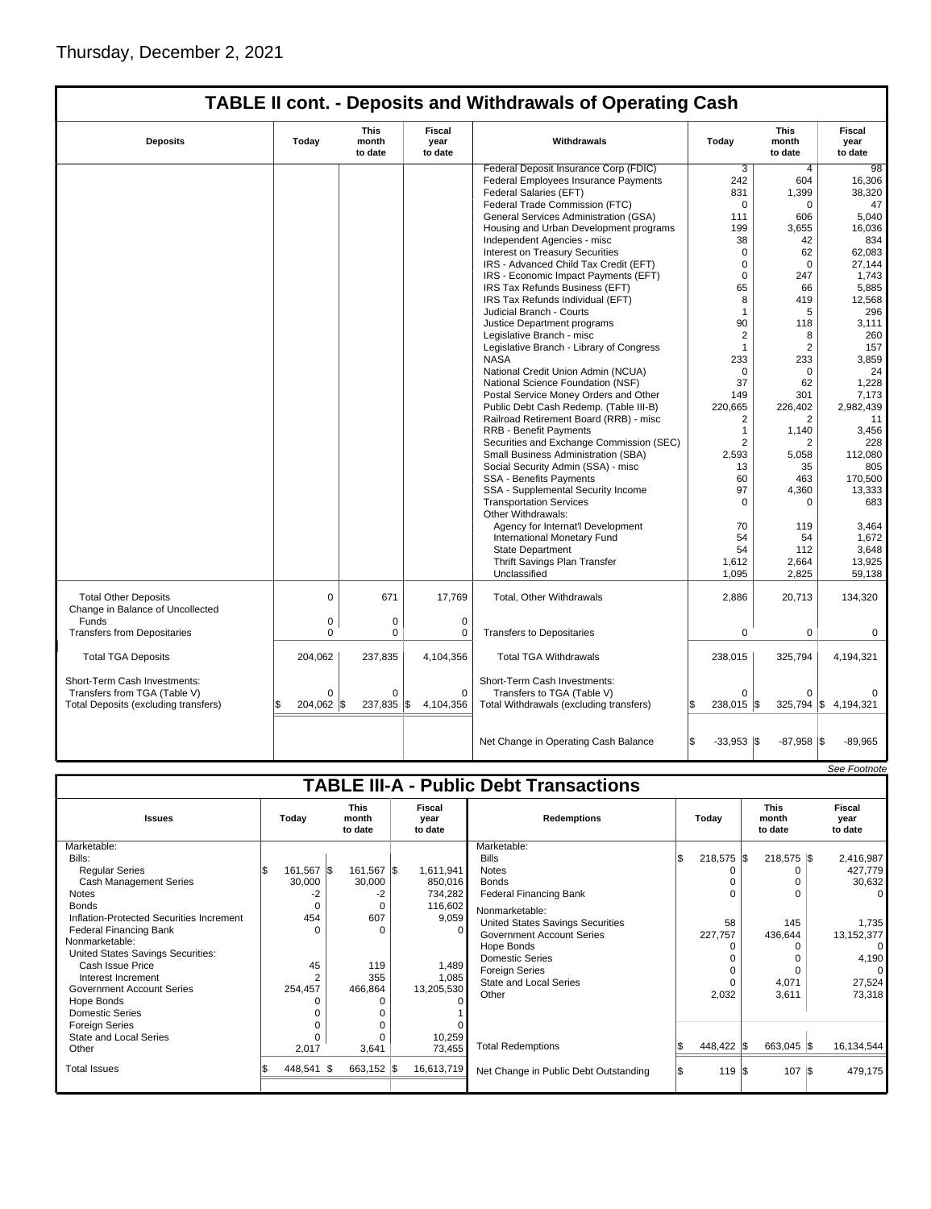Thursday, December 2, 2021

## TABLE II cont. - Deposits and Withdrawals of Operating Cash

| Deposits | Today | This month to date | Fiscal year to date | Withdrawals | Today | This month to date | Fiscal year to date |
|---|---|---|---|---|---|---|---|
| | | | | Federal Deposit Insurance Corp (FDIC) | 3 | 4 | 98 |
| | | | | Federal Employees Insurance Payments | 242 | 604 | 16,306 |
| | | | | Federal Salaries (EFT) | 831 | 1,399 | 38,320 |
| | | | | Federal Trade Commission (FTC) | 0 | 0 | 47 |
| | | | | General Services Administration (GSA) | 111 | 606 | 5,040 |
| | | | | Housing and Urban Development programs | 199 | 3,655 | 16,036 |
| | | | | Independent Agencies - misc | 38 | 42 | 834 |
| | | | | Interest on Treasury Securities | 0 | 62 | 62,083 |
| | | | | IRS - Advanced Child Tax Credit (EFT) | 0 | 0 | 27,144 |
| | | | | IRS - Economic Impact Payments (EFT) | 0 | 247 | 1,743 |
| | | | | IRS Tax Refunds Business (EFT) | 65 | 66 | 5,885 |
| | | | | IRS Tax Refunds Individual (EFT) | 8 | 419 | 12,568 |
| | | | | Judicial Branch - Courts | 1 | 5 | 296 |
| | | | | Justice Department programs | 90 | 118 | 3,111 |
| | | | | Legislative Branch - misc | 2 | 8 | 260 |
| | | | | Legislative Branch - Library of Congress | 1 | 2 | 157 |
| | | | | NASA | 233 | 233 | 3,859 |
| | | | | National Credit Union Admin (NCUA) | 0 | 0 | 24 |
| | | | | National Science Foundation (NSF) | 37 | 62 | 1,228 |
| | | | | Postal Service Money Orders and Other | 149 | 301 | 7,173 |
| | | | | Public Debt Cash Redemp. (Table III-B) | 220,665 | 226,402 | 2,982,439 |
| | | | | Railroad Retirement Board (RRB) - misc | 2 | 2 | 11 |
| | | | | RRB - Benefit Payments | 1 | 1,140 | 3,456 |
| | | | | Securities and Exchange Commission (SEC) | 2 | 2 | 228 |
| | | | | Small Business Administration (SBA) | 2,593 | 5,058 | 112,080 |
| | | | | Social Security Admin (SSA) - misc | 13 | 35 | 805 |
| | | | | SSA - Benefits Payments | 60 | 463 | 170,500 |
| | | | | SSA - Supplemental Security Income | 97 | 4,360 | 13,333 |
| | | | | Transportation Services | 0 | 0 | 683 |
| | | | | Other Withdrawals: | | | |
| | | | | Agency for Internat'l Development | 70 | 119 | 3,464 |
| | | | | International Monetary Fund | 54 | 54 | 1,672 |
| | | | | State Department | 54 | 112 | 3,648 |
| | | | | Thrift Savings Plan Transfer | 1,612 | 2,664 | 13,925 |
| | | | | Unclassified | 1,095 | 2,825 | 59,138 |
| Total Other Deposits | 0 | 671 | 17,769 | Total, Other Withdrawals | 2,886 | 20,713 | 134,320 |
| Change in Balance of Uncollected Funds | 0 | 0 | 0 | | | | |
| Transfers from Depositaries | 0 | 0 | 0 | Transfers to Depositaries | 0 | 0 | 0 |
| Total TGA Deposits | 204,062 | 237,835 | 4,104,356 | Total TGA Withdrawals | 238,015 | 325,794 | 4,194,321 |
| Short-Term Cash Investments: | | | | Short-Term Cash Investments: | | | |
| Transfers from TGA (Table V) | 0 | 0 | 0 | Transfers to TGA (Table V) | 0 | 0 | 0 |
| Total Deposits (excluding transfers) | $ 204,062 | $ 237,835 | $ 4,104,356 | Total Withdrawals (excluding transfers) | $ 238,015 | $ 325,794 | $ 4,194,321 |
| | | | | Net Change in Operating Cash Balance | $ -33,953 | $ -87,958 | $ -89,965 |

*See Footnote*

## TABLE III-A - Public Debt Transactions

| Issues | Today | This month to date | Fiscal year to date | Redemptions | Today | This month to date | Fiscal year to date |
|---|---|---|---|---|---|---|---|
| Marketable: | | | | Marketable: | | | |
| Bills: | | | | Bills | $ 218,575 | $ 218,575 | $ 2,416,987 |
| Regular Series | $ 161,567 | $ 161,567 | $ 1,611,941 | Notes | 0 | 0 | 427,779 |
| Cash Management Series | 30,000 | 30,000 | 850,016 | Bonds | 0 | 0 | 30,632 |
| Notes | -2 | -2 | 734,282 | Federal Financing Bank | 0 | 0 | 0 |
| Bonds | 0 | 0 | 116,602 | Nonmarketable: | | | |
| Inflation-Protected Securities Increment | 454 | 607 | 9,059 | United States Savings Securities | 58 | 145 | 1,735 |
| Federal Financing Bank | 0 | 0 | 0 | Government Account Series | 227,757 | 436,644 | 13,152,377 |
| Nonmarketable: | | | | Hope Bonds | 0 | 0 | 0 |
| United States Savings Securities: | | | | Domestic Series | 0 | 0 | 4,190 |
| Cash Issue Price | 45 | 119 | 1,489 | Foreign Series | 0 | 0 | 0 |
| Interest Increment | 2 | 355 | 1,085 | State and Local Series | 0 | 4,071 | 27,524 |
| Government Account Series | 254,457 | 466,864 | 13,205,530 | Other | 2,032 | 3,611 | 73,318 |
| Hope Bonds | 0 | 0 | 0 | | | | |
| Domestic Series | 0 | 0 | 1 | | | | |
| Foreign Series | 0 | 0 | 0 | | | | |
| State and Local Series | 0 | 0 | 10,259 | | | | |
| Other | 2,017 | 3,641 | 73,455 | Total Redemptions | $ 448,422 | $ 663,045 | $ 16,134,544 |
| Total Issues | $ 448,541 | $ 663,152 | $ 16,613,719 | Net Change in Public Debt Outstanding | $ 119 | $ 107 | $ 479,175 |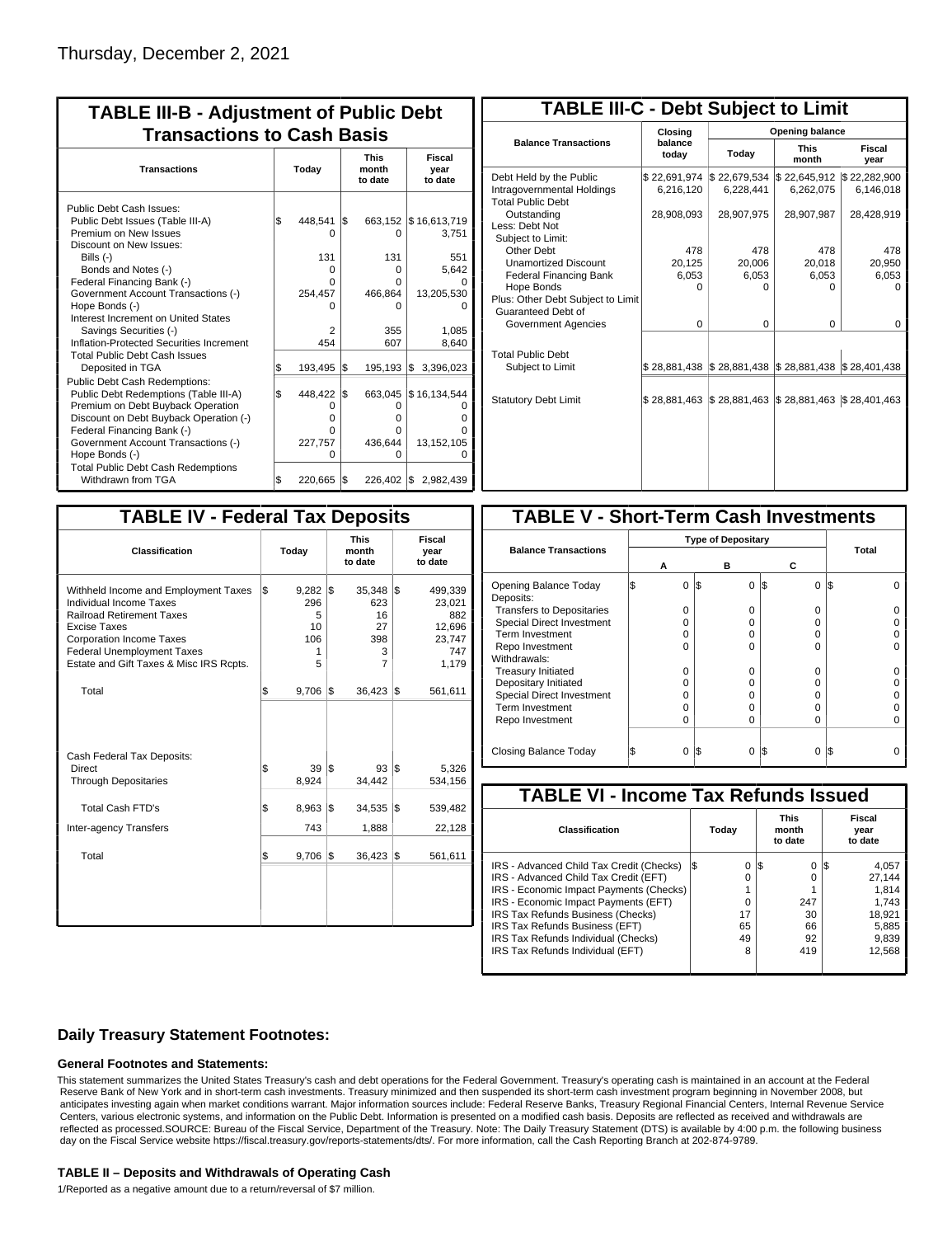Thursday, December 2, 2021

## TABLE III-B - Adjustment of Public Debt Transactions to Cash Basis

| Transactions | Today | This month to date | Fiscal year to date |
|---|---|---|---|
| Public Debt Cash Issues: | | | |
| Public Debt Issues (Table III-A) | $ 448,541 | $ 663,152 | $ 16,613,719 |
| Premium on New Issues | 0 | 0 | 3,751 |
| Discount on New Issues: | | | |
| Bills (-) | 131 | 131 | 551 |
| Bonds and Notes (-) | 0 | 0 | 5,642 |
| Federal Financing Bank (-) | 0 | 0 | 0 |
| Government Account Transactions (-) | 254,457 | 466,864 | 13,205,530 |
| Hope Bonds (-) | 0 | 0 | 0 |
| Interest Increment on United States Savings Securities (-) | 2 | 355 | 1,085 |
| Inflation-Protected Securities Increment | 454 | 607 | 8,640 |
| Total Public Debt Cash Issues Deposited in TGA | $ 193,495 | $ 195,193 | $ 3,396,023 |
| Public Debt Cash Redemptions: | | | |
| Public Debt Redemptions (Table III-A) | $ 448,422 | $ 663,045 | $ 16,134,544 |
| Premium on Debt Buyback Operation | 0 | 0 | 0 |
| Discount on Debt Buyback Operation (-) | 0 | 0 | 0 |
| Federal Financing Bank (-) | 0 | 0 | 0 |
| Government Account Transactions (-) | 227,757 | 436,644 | 13,152,105 |
| Hope Bonds (-) | 0 | 0 | 0 |
| Total Public Debt Cash Redemptions Withdrawn from TGA | $ 220,665 | $ 226,402 | $ 2,982,439 |

## TABLE III-C - Debt Subject to Limit

| Balance Transactions | Closing balance today | Opening balance Today | Opening balance This month | Opening balance Fiscal year |
|---|---|---|---|---|
| Debt Held by the Public | $ 22,691,974 | $ 22,679,534 | $ 22,645,912 | $ 22,282,900 |
| Intragovernmental Holdings | 6,216,120 | 6,228,441 | 6,262,075 | 6,146,018 |
| Total Public Debt Outstanding | 28,908,093 | 28,907,975 | 28,907,987 | 28,428,919 |
| Less: Debt Not Subject to Limit: | | | | |
| Other Debt | 478 | 478 | 478 | 478 |
| Unamortized Discount | 20,125 | 20,006 | 20,018 | 20,950 |
| Federal Financing Bank | 6,053 | 6,053 | 6,053 | 6,053 |
| Hope Bonds | 0 | 0 | 0 | 0 |
| Plus: Other Debt Subject to Limit Guaranteed Debt of Government Agencies | 0 | 0 | 0 | 0 |
| Total Public Debt Subject to Limit | $ 28,881,438 | $ 28,881,438 | $ 28,881,438 | $ 28,401,438 |
| Statutory Debt Limit | $ 28,881,463 | $ 28,881,463 | $ 28,881,463 | $ 28,401,463 |

## TABLE IV - Federal Tax Deposits

| Classification | Today | This month to date | Fiscal year to date |
|---|---|---|---|
| Withheld Income and Employment Taxes | $ 9,282 | $ 35,348 | $ 499,339 |
| Individual Income Taxes | 296 | 623 | 23,021 |
| Railroad Retirement Taxes | 5 | 16 | 882 |
| Excise Taxes | 10 | 27 | 12,696 |
| Corporation Income Taxes | 106 | 398 | 23,747 |
| Federal Unemployment Taxes | 1 | 3 | 747 |
| Estate and Gift Taxes & Misc IRS Rcpts. | 5 | 7 | 1,179 |
| Total | $ 9,706 | $ 36,423 | $ 561,611 |
| Cash Federal Tax Deposits: | | | |
| Direct | $ 39 | $ 93 | $ 5,326 |
| Through Depositaries | 8,924 | 34,442 | 534,156 |
| Total Cash FTD's | $ 8,963 | $ 34,535 | $ 539,482 |
| Inter-agency Transfers | 743 | 1,888 | 22,128 |
| Total | $ 9,706 | $ 36,423 | $ 561,611 |

## TABLE V - Short-Term Cash Investments

| Balance Transactions | Type of Depositary A | B | C | Total |
|---|---|---|---|---|
| Opening Balance Today | $ 0 | $ 0 | $ 0 | $ 0 |
| Deposits: | | | | |
| Transfers to Depositaries | 0 | 0 | 0 | 0 |
| Special Direct Investment | 0 | 0 | 0 | 0 |
| Term Investment | 0 | 0 | 0 | 0 |
| Repo Investment | 0 | 0 | 0 | 0 |
| Withdrawals: | | | | |
| Treasury Initiated | 0 | 0 | 0 | 0 |
| Depositary Initiated | 0 | 0 | 0 | 0 |
| Special Direct Investment | 0 | 0 | 0 | 0 |
| Term Investment | 0 | 0 | 0 | 0 |
| Repo Investment | 0 | 0 | 0 | 0 |
| Closing Balance Today | $ 0 | $ 0 | $ 0 | $ 0 |

## TABLE VI - Income Tax Refunds Issued

| Classification | Today | This month to date | Fiscal year to date |
|---|---|---|---|
| IRS - Advanced Child Tax Credit (Checks) | $ 0 | $ 0 | $ 4,057 |
| IRS - Advanced Child Tax Credit (EFT) | 0 | 0 | 27,144 |
| IRS - Economic Impact Payments (Checks) | 1 | 1 | 1,814 |
| IRS - Economic Impact Payments (EFT) | 0 | 247 | 1,743 |
| IRS Tax Refunds Business (Checks) | 17 | 30 | 18,921 |
| IRS Tax Refunds Business (EFT) | 65 | 66 | 5,885 |
| IRS Tax Refunds Individual (Checks) | 49 | 92 | 9,839 |
| IRS Tax Refunds Individual (EFT) | 8 | 419 | 12,568 |

### Daily Treasury Statement Footnotes:

#### General Footnotes and Statements:

This statement summarizes the United States Treasury's cash and debt operations for the Federal Government. Treasury's operating cash is maintained in an account at the Federal Reserve Bank of New York and in short-term cash investments. Treasury minimized and then suspended its short-term cash investment program beginning in November 2008, but anticipates investing again when market conditions warrant. Major information sources include: Federal Reserve Banks, Treasury Regional Financial Centers, Internal Revenue Service Centers, various electronic systems, and information on the Public Debt. Information is presented on a modified cash basis. Deposits are reflected as received and withdrawals are reflected as processed.SOURCE: Bureau of the Fiscal Service, Department of the Treasury. Note: The Daily Treasury Statement (DTS) is available by 4:00 p.m. the following business day on the Fiscal Service website https://fiscal.treasury.gov/reports-statements/dts/. For more information, call the Cash Reporting Branch at 202-874-9789.

#### TABLE II – Deposits and Withdrawals of Operating Cash

1/Reported as a negative amount due to a return/reversal of $7 million.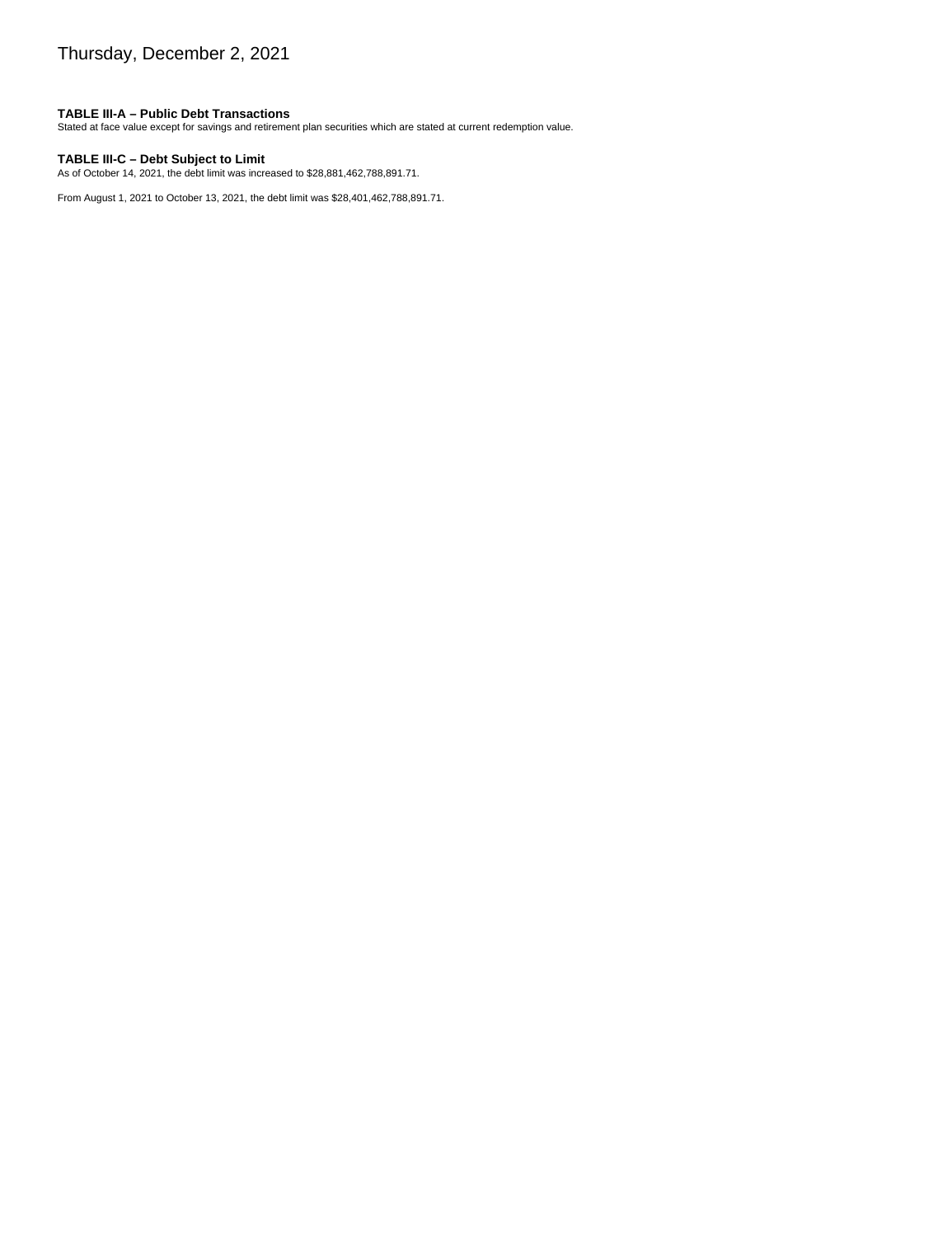Thursday, December 2, 2021

**TABLE III-A – Public Debt Transactions**

Stated at face value except for savings and retirement plan securities which are stated at current redemption value.

**TABLE III-C – Debt Subject to Limit**

As of October 14, 2021, the debt limit was increased to $28,881,462,788,891.71.

From August 1, 2021 to October 13, 2021, the debt limit was $28,401,462,788,891.71.